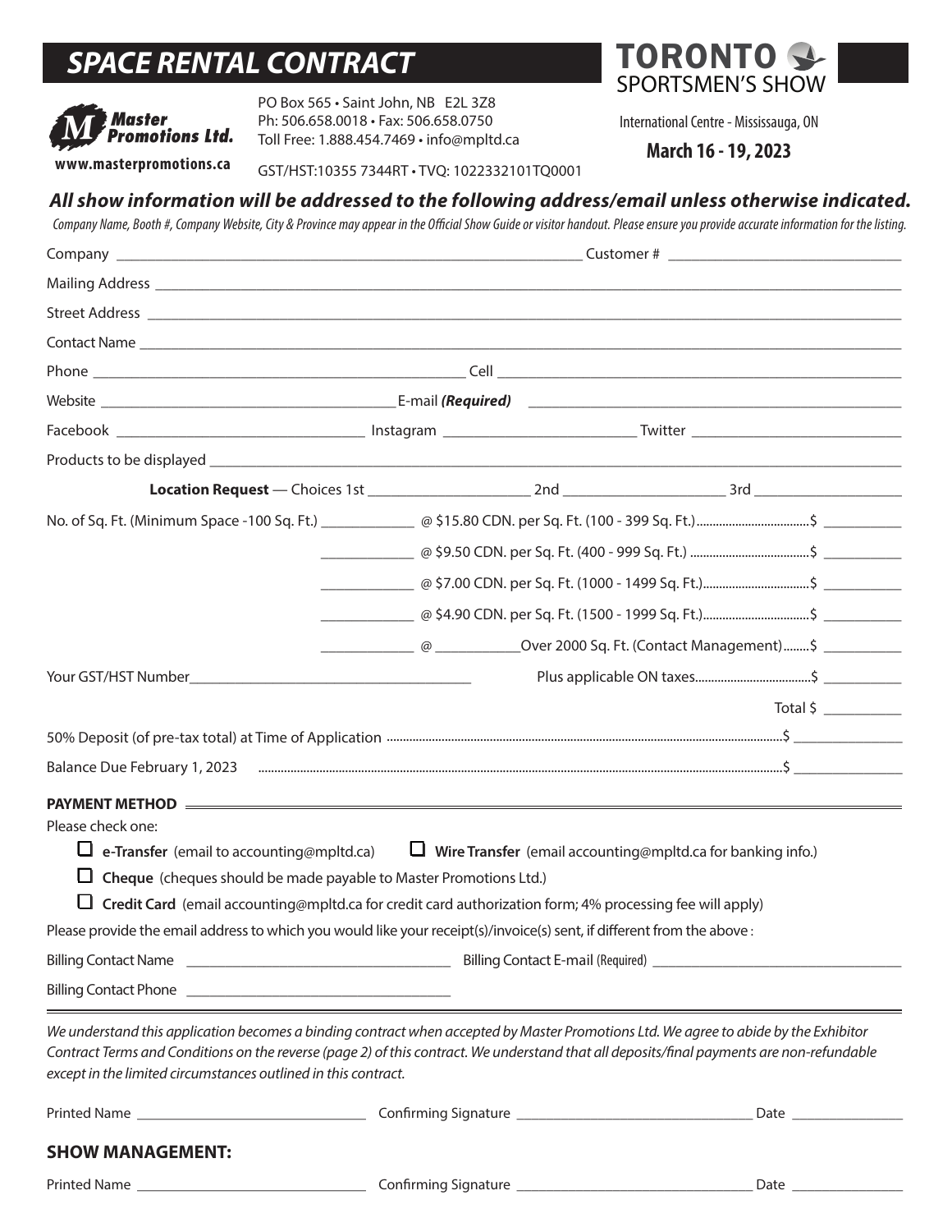# SPACE RENTAL CONTRACT

**Master Promotions Ltd.**
www.masterpromotions.ca

PO Box 565 • Saint John, NB E2L 3Z8
Ph: 506.658.0018 • Fax: 506.658.0750
Toll Free: 1.888.454.7469 • info@mpltd.ca
GST/HST:10355 7344RT • TVQ: 1022332101TQ0001

**TORONTO SPORTSMEN'S SHOW**
International Centre - Mississauga, ON
**March 16 - 19, 2023**

***All show information will be addressed to the following address/email unless otherwise indicated.***

*Company Name, Booth #, Company Website, City & Province may appear in the Official Show Guide or visitor handout. Please ensure you provide accurate information for the listing.*

Company ______________________ Customer # ______________

Mailing Address ______________________

Street Address ______________________

Contact Name ______________________

Phone ______________________ Cell ______________________

Website ______________________ E-mail ***(Required)*** ______________________

Facebook ______________ Instagram ______________ Twitter ______________

Products to be displayed ______________________

**Location Request** — Choices 1st ______________ 2nd ______________ 3rd ______________

No. of Sq. Ft. (Minimum Space -100 Sq. Ft.) __________ @ $15.80 CDN. per Sq. Ft. (100 - 399 Sq. Ft.)..........$ __________

__________ @ $9.50 CDN. per Sq. Ft. (400 - 999 Sq. Ft.)..........$ __________

__________ @ $7.00 CDN. per Sq. Ft. (1000 - 1499 Sq. Ft.)..........$ __________

__________ @ $4.90 CDN. per Sq. Ft. (1500 - 1999 Sq. Ft.)..........$ __________

__________ @ __________ Over 2000 Sq. Ft. (Contact Management)........$ __________

Your GST/HST Number______________________ Plus applicable ON taxes..........$ __________

Total $ __________

50% Deposit (of pre-tax total) at Time of Application ..........$ __________

Balance Due February 1, 2023 ..........$ __________

**PAYMENT METHOD**

Please check one:

- ☐ **e-Transfer** (email to accounting@mpltd.ca)
- ☐ **Wire Transfer** (email accounting@mpltd.ca for banking info.)
- ☐ **Cheque** (cheques should be made payable to Master Promotions Ltd.)
- ☐ **Credit Card** (email accounting@mpltd.ca for credit card authorization form; 4% processing fee will apply)

Please provide the email address to which you would like your receipt(s)/invoice(s) sent, if different from the above :

Billing Contact Name ______________________ Billing Contact E-mail (Required) ______________________

Billing Contact Phone ______________________

*We understand this application becomes a binding contract when accepted by Master Promotions Ltd. We agree to abide by the Exhibitor Contract Terms and Conditions on the reverse (page 2) of this contract. We understand that all deposits/final payments are non-refundable except in the limited circumstances outlined in this contract.*

Printed Name ______________ Confirming Signature ______________ Date __________

## SHOW MANAGEMENT:

Printed Name ______________ Confirming Signature ______________ Date __________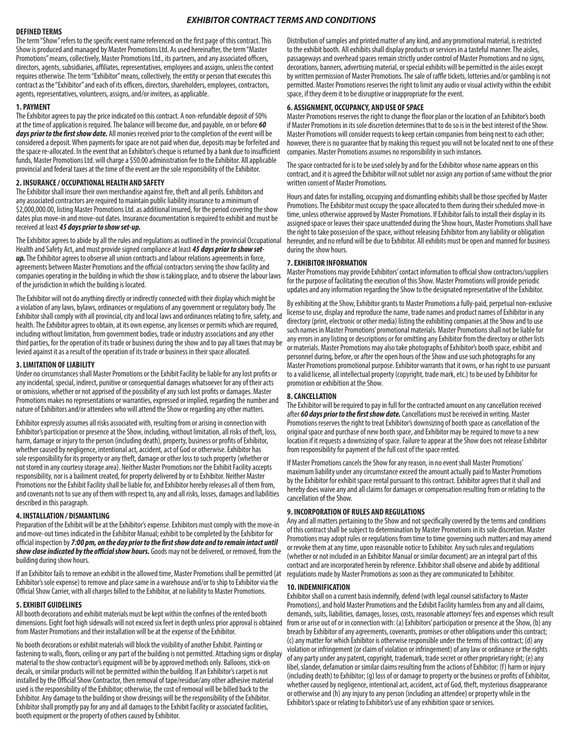# *EXHIBITOR CONTRACT TERMS AND CONDITIONS*

## DEFINED TERMS

The term "Show" refers to the specific event name referenced on the first page of this contract. This Show is produced and managed by Master Promotions Ltd. As used hereinafter, the term "Master Promotions" means, collectively, Master Promotions Ltd., its partners, and any associated officers, directors, agents, subsidiaries, affiliates, representatives, employees and assigns, unless the context requires otherwise. The term "Exhibitor" means, collectively, the entity or person that executes this contract as the "Exhibitor" and each of its officers, directors, shareholders, employees, contractors, agents, representatives, volunteers, assigns, and/or invitees, as applicable.

## 1. PAYMENT

The Exhibitor agrees to pay the price indicated on this contract. A non-refundable deposit of 50% at the time of application is required. The balance will become due, and payable, on or before ***60 days prior to the first show date.*** All monies received prior to the completion of the event will be considered a deposit. When payments for space are not paid when due, deposits may be forfeited and the space re-allocated. In the event that an Exhibitor's cheque is returned by a bank due to insufficient funds, Master Promotions Ltd. will charge a $50.00 administration fee to the Exhibitor. All applicable provincial and federal taxes at the time of the event are the sole responsibility of the Exhibitor.

## 2. INSURANCE / OCCUPATIONAL HEALTH AND SAFETY

The Exhibitor shall insure their own merchandise against fire, theft and all perils. Exhibitors and any associated contractors are required to maintain public liability insurance to a minimum of $2,000,000.00, listing Master Promotions Ltd. as additional insured, for the period covering the show dates plus move-in and move-out dates. Insurance documentation is required to exhibit and must be received at least ***45 days prior to show set-up.***

The Exhibitor agrees to abide by all the rules and regulations as outlined in the provincial Occupational Health and Safety Act, and must provide signed compliance at least ***45 days prior to show set-up.*** The Exhibitor agrees to observe all union contracts and labour relations agreements in force, agreements between Master Promotions and the official contractors serving the show facility and companies operating in the building in which the show is taking place, and to observe the labour laws of the jurisdiction in which the building is located.

The Exhibitor will not do anything directly or indirectly connected with their display which might be a violation of any laws, bylaws, ordinances or regulations of any government or regulatory body. The Exhibitor shall comply with all provincial, city and local laws and ordinances relating to fire, safety, and health. The Exhibitor agrees to obtain, at its own expense, any licenses or permits which are required, including without limitation, from government bodies, trade or industry associations and any other third parties, for the operation of its trade or business during the show and to pay all taxes that may be levied against it as a result of the operation of its trade or business in their space allocated.

## 3. LIMITATION OF LIABILITY

Under no circumstances shall Master Promotions or the Exhibit Facility be liable for any lost profits or any incidental, special, indirect, punitive or consequential damages whatsoever for any of their acts or omissions, whether or not apprised of the possibility of any such lost profits or damages. Master Promotions makes no representations or warranties, expressed or implied, regarding the number and nature of Exhibitors and/or attendees who will attend the Show or regarding any other matters.

Exhibitor expressly assumes all risks associated with, resulting from or arising in connection with Exhibitor's participation or presence at the Show, including, without limitation, all risks of theft, loss, harm, damage or injury to the person (including death), property, business or profits of Exhibitor, whether caused by negligence, intentional act, accident, act of God or otherwise. Exhibitor has sole responsibility for its property or any theft, damage or other loss to such property (whether or not stored in any courtesy storage area). Neither Master Promotions nor the Exhibit Facility accepts responsibility, nor is a bailment created, for property delivered by or to Exhibitor. Neither Master Promotions nor the Exhibit Facility shall be liable for, and Exhibitor hereby releases all of them from, and covenants not to sue any of them with respect to, any and all risks, losses, damages and liabilities described in this paragraph.

## 4. INSTALLATION / DISMANTLING

Preparation of the Exhibit will be at the Exhibitor's expense. Exhibitors must comply with the move-in and move-out times indicated in the Exhibitor Manual; exhibit to be completed by the Exhibitor for official inspection by ***7:00 pm, on the day prior to the first show date and to remain intact until show close indicated by the official show hours.*** Goods may not be delivered, or removed, from the building during show hours.

If an Exhibitor fails to remove an exhibit in the allowed time, Master Promotions shall be permitted (at Exhibitor's sole expense) to remove and place same in a warehouse and/or to ship to Exhibitor via the Official Show Carrier, with all charges billed to the Exhibitor, at no liability to Master Promotions.

## 5. EXHIBIT GUIDELINES

All booth decorations and exhibit materials must be kept within the confines of the rented booth dimensions. Eight foot high sidewalls will not exceed six feet in depth unless prior approval is obtained from Master Promotions and their installation will be at the expense of the Exhibitor.

No booth decorations or exhibit materials will block the visibility of another Exhibit. Painting or fastening to walls, floors, ceiling or any part of the building is not permitted. Attaching signs or display material to the show contractor's equipment will be by approved methods only. Balloons, stick-on decals, or similar products will not be permitted within the building. If an Exhibitor's carpet is not installed by the Official Show Contractor, then removal of tape/residue/any other adhesive material used is the responsibility of the Exhibitor; otherwise, the cost of removal will be billed back to the Exhibitor. Any damage to the building or show dressings will be the responsibility of the Exhibitor. Exhibitor shall promptly pay for any and all damages to the Exhibit Facility or associated facilities, booth equipment or the property of others caused by Exhibitor.

Distribution of samples and printed matter of any kind, and any promotional material, is restricted to the exhibit booth. All exhibits shall display products or services in a tasteful manner. The aisles, passageways and overhead spaces remain strictly under control of Master Promotions and no signs, decorations, banners, advertising material, or special exhibits will be permitted in the aisles except by written permission of Master Promotions. The sale of raffle tickets, lotteries and/or gambling is not permitted. Master Promotions reserves the right to limit any audio or visual activity within the exhibit space, if they deem it to be disruptive or inappropriate for the event.

## 6. ASSIGNMENT, OCCUPANCY, AND USE OF SPACE

Master Promotions reserves the right to change the floor plan or the location of an Exhibitor's booth if Master Promotions in its sole discretion determines that to do so is in the best interest of the Show. Master Promotions will consider requests to keep certain companies from being next to each other; however, there is no guarantee that by making this request you will not be located next to one of these companies. Master Promotions assumes no responsibility in such instances.

The space contracted for is to be used solely by and for the Exhibitor whose name appears on this contract, and it is agreed the Exhibitor will not sublet nor assign any portion of same without the prior written consent of Master Promotions.

Hours and dates for installing, occupying and dismantling exhibits shall be those specified by Master Promotions. The Exhibitor must occupy the space allocated to them during their scheduled move-in time, unless otherwise approved by Master Promotions. If Exhibitor fails to install their display in its assigned space or leaves their space unattended during the Show hours, Master Promotions shall have the right to take possession of the space, without releasing Exhibitor from any liability or obligation hereunder, and no refund will be due to Exhibitor. All exhibits must be open and manned for business during the show hours.

## 7. EXHIBITOR INFORMATION

Master Promotions may provide Exhibitors' contact information to official show contractors/suppliers for the purpose of facilitating the execution of this Show. Master Promotions will provide periodic updates and any information regarding the Show to the designated representative of the Exhibitor.

By exhibiting at the Show, Exhibitor grants to Master Promotions a fully-paid, perpetual non-exclusive license to use, display and reproduce the name, trade names and product names of Exhibitor in any directory (print, electronic or other media) listing the exhibiting companies at the Show and to use such names in Master Promotions' promotional materials. Master Promotions shall not be liable for any errors in any listing or descriptions or for omitting any Exhibitor from the directory or other lists or materials. Master Promotions may also take photographs of Exhibitor's booth space, exhibit and personnel during, before, or after the open hours of the Show and use such photographs for any Master Promotions promotional purpose. Exhibitor warrants that it owns, or has right to use pursuant to a valid license, all intellectual property (copyright, trade mark, etc.) to be used by Exhibitor for promotion or exhibition at the Show.

## 8. CANCELLATION

The Exhibitor will be required to pay in full for the contracted amount on any cancellation received after ***60 days prior to the first show date.*** Cancellations must be received in writing. Master Promotions reserves the right to treat Exhibitor's downsizing of booth space as cancellation of the original space and purchase of new booth space, and Exhibitor may be required to move to a new location if it requests a downsizing of space. Failure to appear at the Show does not release Exhibitor from responsibility for payment of the full cost of the space rented.

If Master Promotions cancels the Show for any reason, in no event shall Master Promotions' maximum liability under any circumstance exceed the amount actually paid to Master Promotions by the Exhibitor for exhibit space rental pursuant to this contract. Exhibitor agrees that it shall and hereby does waive any and all claims for damages or compensation resulting from or relating to the cancellation of the Show.

## 9. INCORPORATION OF RULES AND REGULATIONS

Any and all matters pertaining to the Show and not specifically covered by the terms and conditions of this contract shall be subject to determination by Master Promotions in its sole discretion. Master Promotions may adopt rules or regulations from time to time governing such matters and may amend or revoke them at any time, upon reasonable notice to Exhibitor. Any such rules and regulations (whether or not included in an Exhibitor Manual or similar document) are an integral part of this contract and are incorporated herein by reference. Exhibitor shall observe and abide by additional regulations made by Master Promotions as soon as they are communicated to Exhibitor.

## 10. INDEMNIFICATION

Exhibitor shall on a current basis indemnify, defend (with legal counsel satisfactory to Master Promotions), and hold Master Promotions and the Exhibit Facility harmless from any and all claims, demands, suits, liabilities, damages, losses, costs, reasonable attorneys' fees and expenses which result from or arise out of or in connection with: (a) Exhibitors' participation or presence at the Show, (b) any breach by Exhibitor of any agreements, covenants, promises or other obligations under this contract; (c) any matter for which Exhibitor is otherwise responsible under the terms of this contract; (d) any violation or infringement (or claim of violation or infringement) of any law or ordinance or the rights of any party under any patent, copyright, trademark, trade secret or other proprietary right; (e) any libel, slander, defamation or similar claims resulting from the actions of Exhibitor; (f) harm or injury (including death) to Exhibitor; (g) loss of or damage to property or the business or profits of Exhibitor, whether caused by negligence, intentional act, accident, act of God, theft, mysterious disappearance or otherwise and (h) any injury to any person (including an attendee) or property while in the Exhibitor's space or relating to Exhibitor's use of any exhibition space or services.